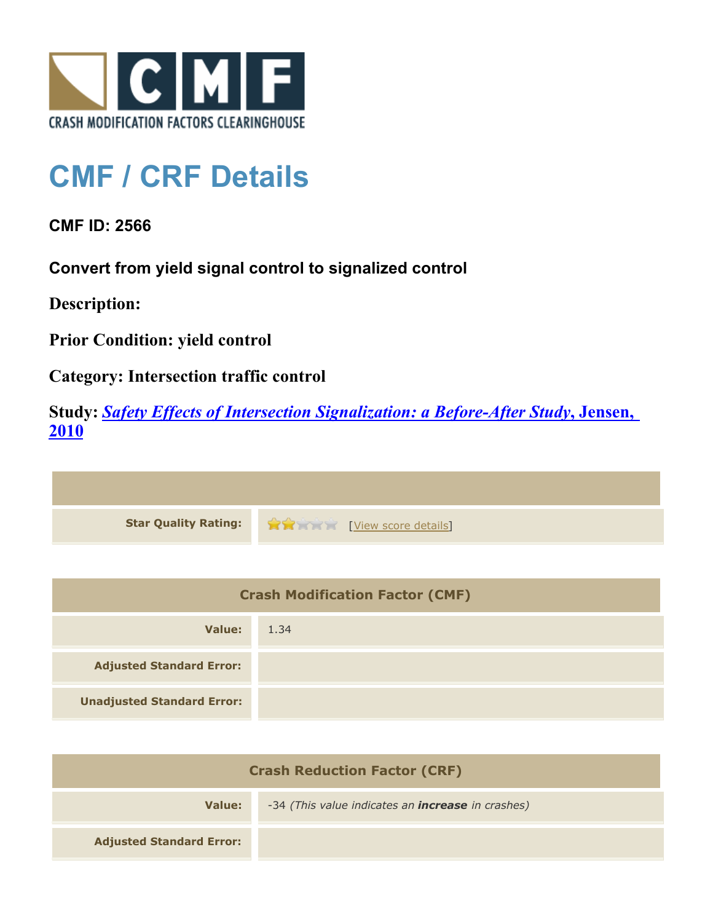# CMF / CRF Details

**CMF ID: 2566**

**Convert from yield signal control to signalized control**

**Description:**

**Prior Condition: yield control**

**Category: Intersection traffic control**

**Study:** ***Safety Effects of Intersection Signalization: a Before-After Study*, Jensen, 2010**

| | |
|---|---|
| **Star Quality Rating:** | [View score details] |

| Crash Modification Factor (CMF) | |
|---|---|
| **Value:** | 1.34 |
| **Adjusted Standard Error:** | |
| **Unadjusted Standard Error:** | |

| Crash Reduction Factor (CRF) | |
|---|---|
| **Value:** | -34 *(This value indicates an **increase** in crashes)* |
| **Adjusted Standard Error:** | |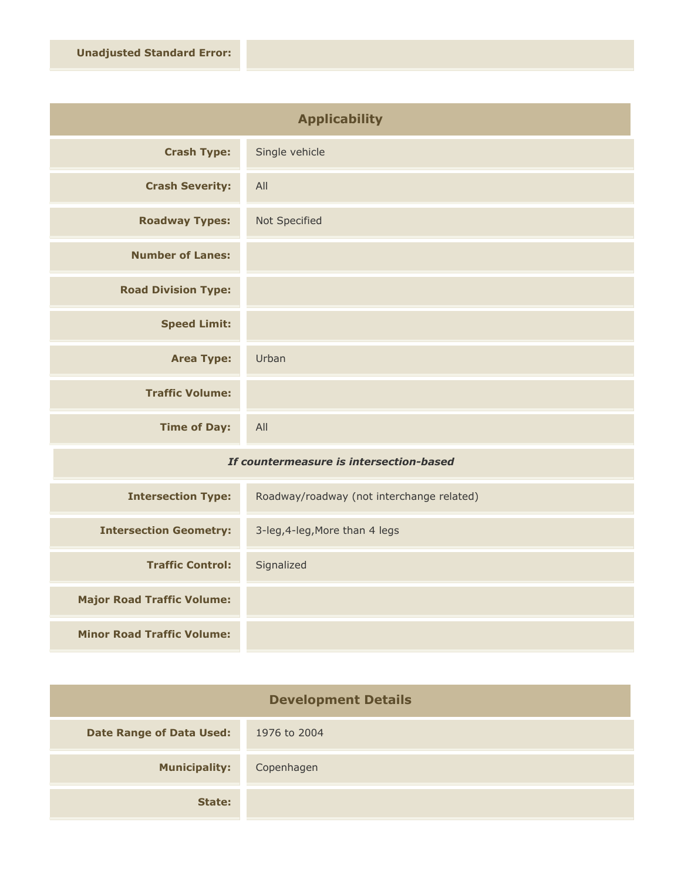| | |
|---|---|
| **Unadjusted Standard Error:** | |

## Applicability

| | |
|---|---|
| **Crash Type:** | Single vehicle |
| **Crash Severity:** | All |
| **Roadway Types:** | Not Specified |
| **Number of Lanes:** | |
| **Road Division Type:** | |
| **Speed Limit:** | |
| **Area Type:** | Urban |
| **Traffic Volume:** | |
| **Time of Day:** | All |

***If countermeasure is intersection-based***

| | |
|---|---|
| **Intersection Type:** | Roadway/roadway (not interchange related) |
| **Intersection Geometry:** | 3-leg,4-leg,More than 4 legs |
| **Traffic Control:** | Signalized |
| **Major Road Traffic Volume:** | |
| **Minor Road Traffic Volume:** | |

## Development Details

| | |
|---|---|
| **Date Range of Data Used:** | 1976 to 2004 |
| **Municipality:** | Copenhagen |
| **State:** | |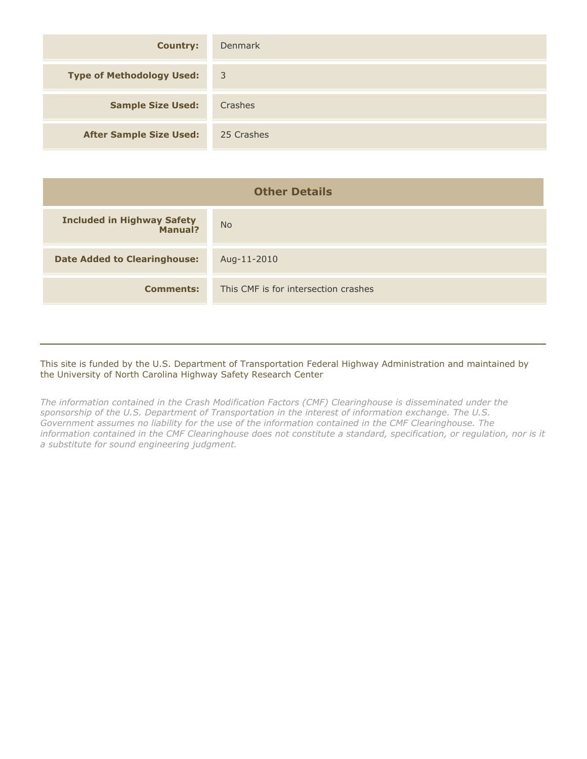| | |
|---|---|
| **Country:** | Denmark |
| **Type of Methodology Used:** | 3 |
| **Sample Size Used:** | Crashes |
| **After Sample Size Used:** | 25 Crashes |

## Other Details

| | |
|---|---|
| **Included in Highway Safety Manual?** | No |
| **Date Added to Clearinghouse:** | Aug-11-2010 |
| **Comments:** | This CMF is for intersection crashes |

---

This site is funded by the U.S. Department of Transportation Federal Highway Administration and maintained by the University of North Carolina Highway Safety Research Center

*The information contained in the Crash Modification Factors (CMF) Clearinghouse is disseminated under the sponsorship of the U.S. Department of Transportation in the interest of information exchange. The U.S. Government assumes no liability for the use of the information contained in the CMF Clearinghouse. The information contained in the CMF Clearinghouse does not constitute a standard, specification, or regulation, nor is it a substitute for sound engineering judgment.*